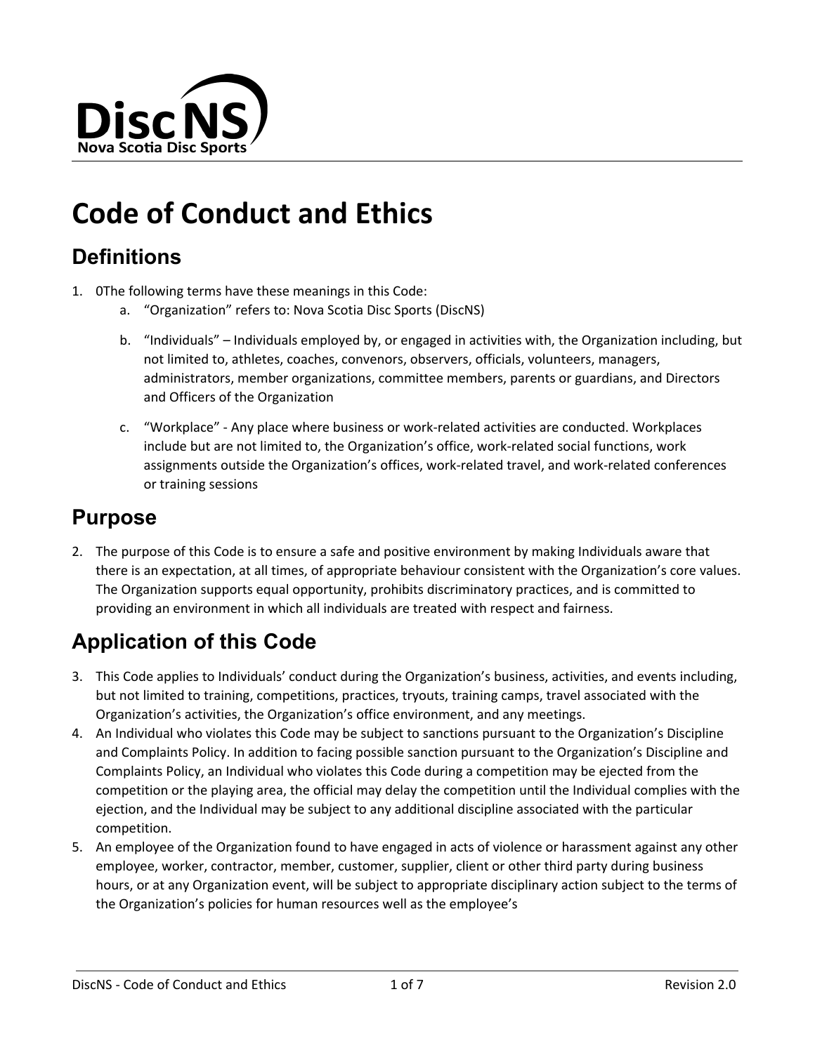DiscNS
Nova Scotia Disc Sports

# Code of Conduct and Ethics

## Definitions

1. 0The following terms have these meanings in this Code:
    a. "Organization" refers to: Nova Scotia Disc Sports (DiscNS)
    b. "Individuals" – Individuals employed by, or engaged in activities with, the Organization including, but not limited to, athletes, coaches, convenors, observers, officials, volunteers, managers, administrators, member organizations, committee members, parents or guardians, and Directors and Officers of the Organization
    c. "Workplace" - Any place where business or work-related activities are conducted. Workplaces include but are not limited to, the Organization's office, work-related social functions, work assignments outside the Organization's offices, work-related travel, and work-related conferences or training sessions

## Purpose

2. The purpose of this Code is to ensure a safe and positive environment by making Individuals aware that there is an expectation, at all times, of appropriate behaviour consistent with the Organization's core values. The Organization supports equal opportunity, prohibits discriminatory practices, and is committed to providing an environment in which all individuals are treated with respect and fairness.

## Application of this Code

3. This Code applies to Individuals' conduct during the Organization's business, activities, and events including, but not limited to training, competitions, practices, tryouts, training camps, travel associated with the Organization's activities, the Organization's office environment, and any meetings.
4. An Individual who violates this Code may be subject to sanctions pursuant to the Organization's Discipline and Complaints Policy. In addition to facing possible sanction pursuant to the Organization's Discipline and Complaints Policy, an Individual who violates this Code during a competition may be ejected from the competition or the playing area, the official may delay the competition until the Individual complies with the ejection, and the Individual may be subject to any additional discipline associated with the particular competition.
5. An employee of the Organization found to have engaged in acts of violence or harassment against any other employee, worker, contractor, member, customer, supplier, client or other third party during business hours, or at any Organization event, will be subject to appropriate disciplinary action subject to the terms of the Organization's policies for human resources well as the employee's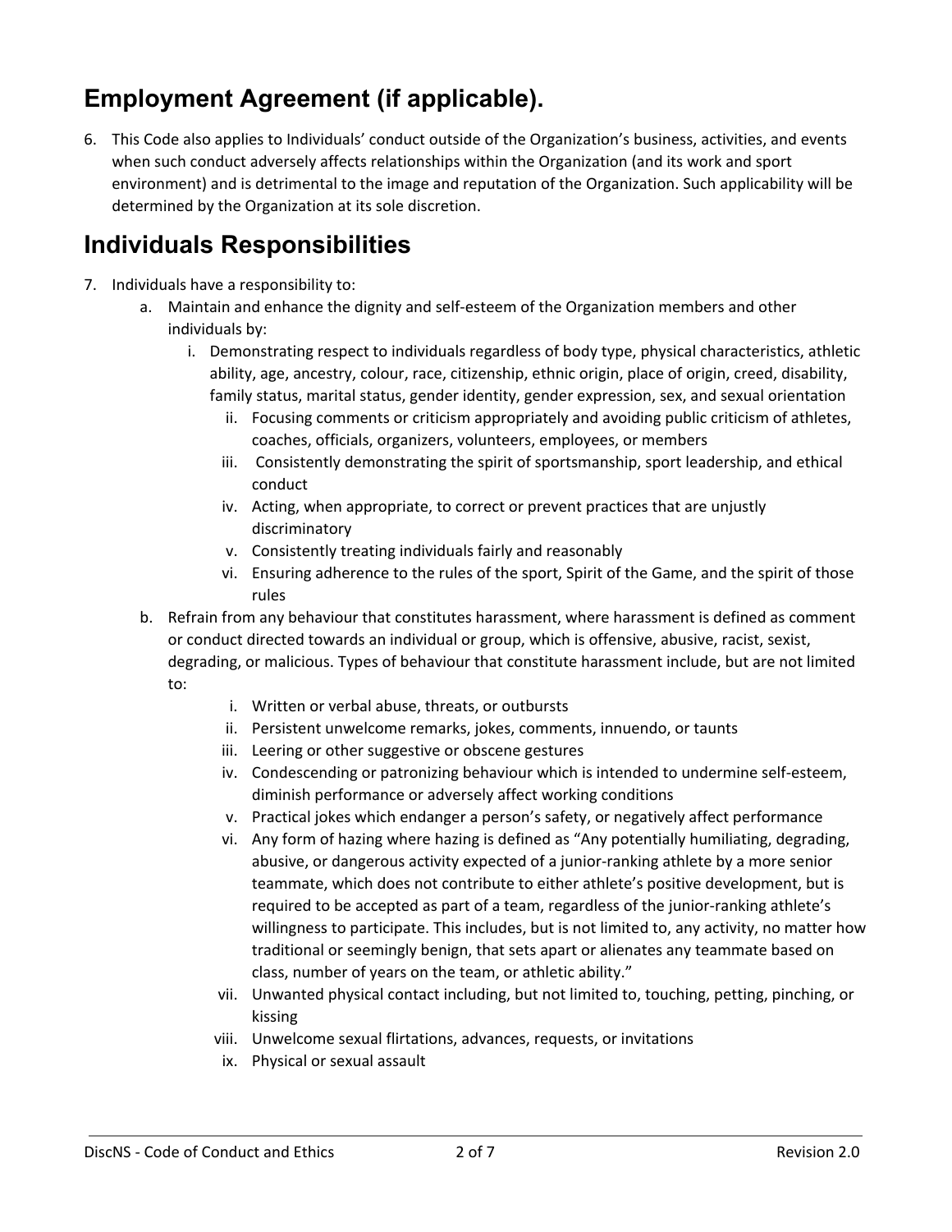## Employment Agreement (if applicable).

6. This Code also applies to Individuals' conduct outside of the Organization's business, activities, and events when such conduct adversely affects relationships within the Organization (and its work and sport environment) and is detrimental to the image and reputation of the Organization. Such applicability will be determined by the Organization at its sole discretion.

## Individuals Responsibilities

7. Individuals have a responsibility to:
    a. Maintain and enhance the dignity and self-esteem of the Organization members and other individuals by:
        i. Demonstrating respect to individuals regardless of body type, physical characteristics, athletic ability, age, ancestry, colour, race, citizenship, ethnic origin, place of origin, creed, disability, family status, marital status, gender identity, gender expression, sex, and sexual orientation
        ii. Focusing comments or criticism appropriately and avoiding public criticism of athletes, coaches, officials, organizers, volunteers, employees, or members
        iii. Consistently demonstrating the spirit of sportsmanship, sport leadership, and ethical conduct
        iv. Acting, when appropriate, to correct or prevent practices that are unjustly discriminatory
        v. Consistently treating individuals fairly and reasonably
        vi. Ensuring adherence to the rules of the sport, Spirit of the Game, and the spirit of those rules
    b. Refrain from any behaviour that constitutes harassment, where harassment is defined as comment or conduct directed towards an individual or group, which is offensive, abusive, racist, sexist, degrading, or malicious. Types of behaviour that constitute harassment include, but are not limited to:
        i. Written or verbal abuse, threats, or outbursts
        ii. Persistent unwelcome remarks, jokes, comments, innuendo, or taunts
        iii. Leering or other suggestive or obscene gestures
        iv. Condescending or patronizing behaviour which is intended to undermine self-esteem, diminish performance or adversely affect working conditions
        v. Practical jokes which endanger a person's safety, or negatively affect performance
        vi. Any form of hazing where hazing is defined as "Any potentially humiliating, degrading, abusive, or dangerous activity expected of a junior-ranking athlete by a more senior teammate, which does not contribute to either athlete's positive development, but is required to be accepted as part of a team, regardless of the junior-ranking athlete's willingness to participate. This includes, but is not limited to, any activity, no matter how traditional or seemingly benign, that sets apart or alienates any teammate based on class, number of years on the team, or athletic ability."
        vii. Unwanted physical contact including, but not limited to, touching, petting, pinching, or kissing
        viii. Unwelcome sexual flirtations, advances, requests, or invitations
        ix. Physical or sexual assault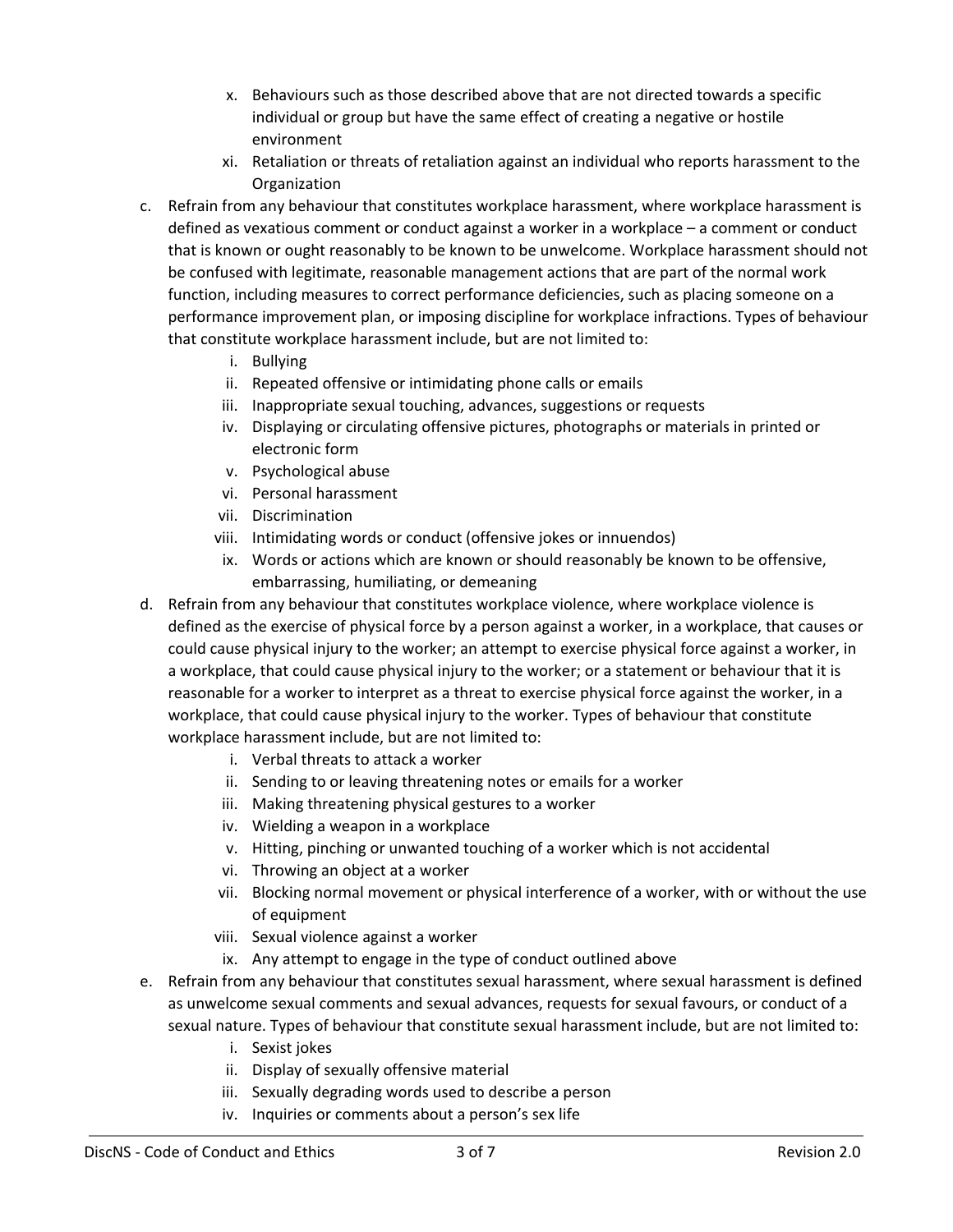x. Behaviours such as those described above that are not directed towards a specific individual or group but have the same effect of creating a negative or hostile environment
   xi. Retaliation or threats of retaliation against an individual who reports harassment to the Organization

c. Refrain from any behaviour that constitutes workplace harassment, where workplace harassment is defined as vexatious comment or conduct against a worker in a workplace – a comment or conduct that is known or ought reasonably to be known to be unwelcome. Workplace harassment should not be confused with legitimate, reasonable management actions that are part of the normal work function, including measures to correct performance deficiencies, such as placing someone on a performance improvement plan, or imposing discipline for workplace infractions. Types of behaviour that constitute workplace harassment include, but are not limited to:
   i. Bullying
   ii. Repeated offensive or intimidating phone calls or emails
   iii. Inappropriate sexual touching, advances, suggestions or requests
   iv. Displaying or circulating offensive pictures, photographs or materials in printed or electronic form
   v. Psychological abuse
   vi. Personal harassment
   vii. Discrimination
   viii. Intimidating words or conduct (offensive jokes or innuendos)
   ix. Words or actions which are known or should reasonably be known to be offensive, embarrassing, humiliating, or demeaning

d. Refrain from any behaviour that constitutes workplace violence, where workplace violence is defined as the exercise of physical force by a person against a worker, in a workplace, that causes or could cause physical injury to the worker; an attempt to exercise physical force against a worker, in a workplace, that could cause physical injury to the worker; or a statement or behaviour that it is reasonable for a worker to interpret as a threat to exercise physical force against the worker, in a workplace, that could cause physical injury to the worker. Types of behaviour that constitute workplace harassment include, but are not limited to:
   i. Verbal threats to attack a worker
   ii. Sending to or leaving threatening notes or emails for a worker
   iii. Making threatening physical gestures to a worker
   iv. Wielding a weapon in a workplace
   v. Hitting, pinching or unwanted touching of a worker which is not accidental
   vi. Throwing an object at a worker
   vii. Blocking normal movement or physical interference of a worker, with or without the use of equipment
   viii. Sexual violence against a worker
   ix. Any attempt to engage in the type of conduct outlined above

e. Refrain from any behaviour that constitutes sexual harassment, where sexual harassment is defined as unwelcome sexual comments and sexual advances, requests for sexual favours, or conduct of a sexual nature. Types of behaviour that constitute sexual harassment include, but are not limited to:
   i. Sexist jokes
   ii. Display of sexually offensive material
   iii. Sexually degrading words used to describe a person
   iv. Inquiries or comments about a person's sex life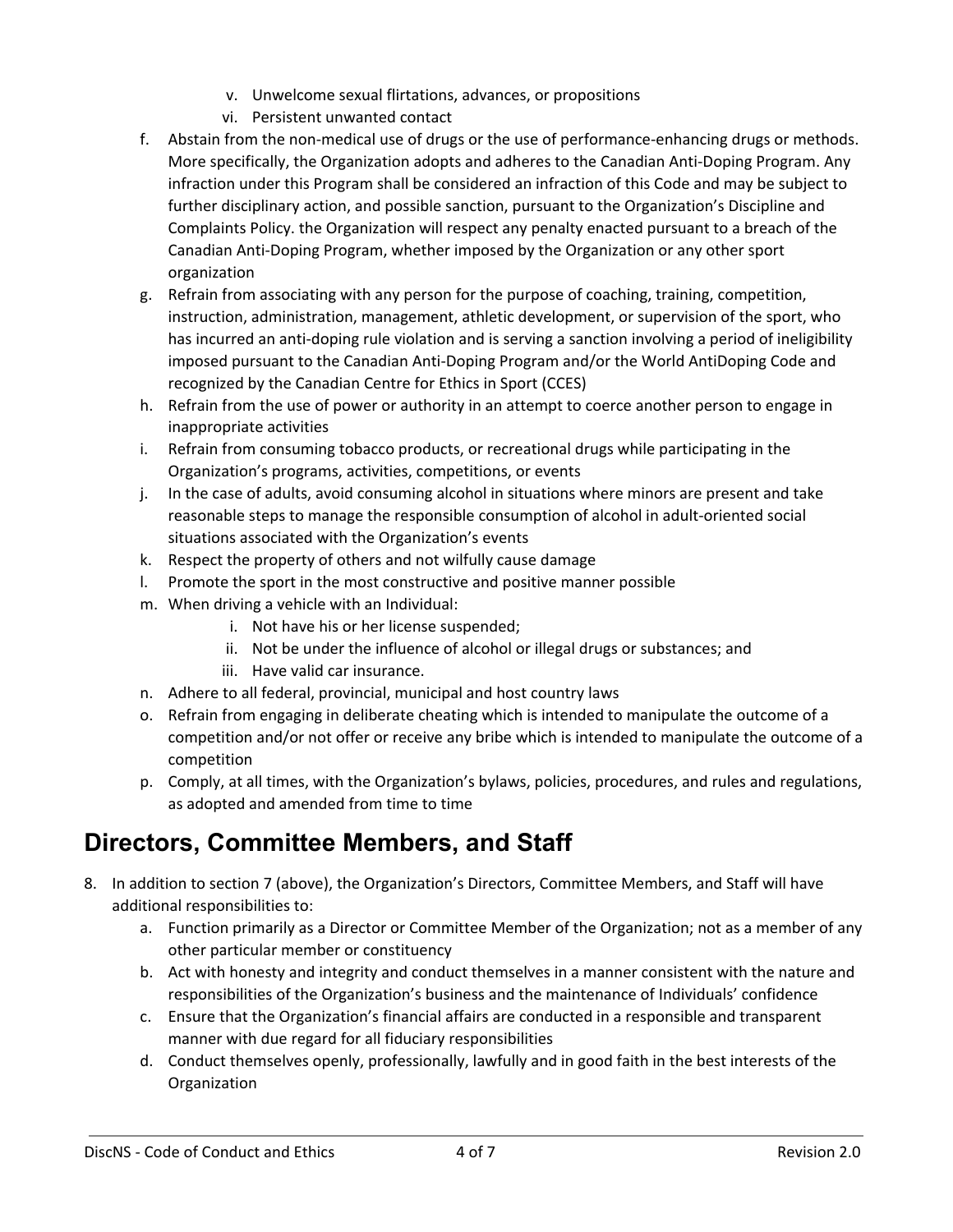v. Unwelcome sexual flirtations, advances, or propositions
    vi. Persistent unwanted contact

f. Abstain from the non-medical use of drugs or the use of performance-enhancing drugs or methods. More specifically, the Organization adopts and adheres to the Canadian Anti-Doping Program. Any infraction under this Program shall be considered an infraction of this Code and may be subject to further disciplinary action, and possible sanction, pursuant to the Organization's Discipline and Complaints Policy. the Organization will respect any penalty enacted pursuant to a breach of the Canadian Anti-Doping Program, whether imposed by the Organization or any other sport organization
g. Refrain from associating with any person for the purpose of coaching, training, competition, instruction, administration, management, athletic development, or supervision of the sport, who has incurred an anti-doping rule violation and is serving a sanction involving a period of ineligibility imposed pursuant to the Canadian Anti-Doping Program and/or the World AntiDoping Code and recognized by the Canadian Centre for Ethics in Sport (CCES)
h. Refrain from the use of power or authority in an attempt to coerce another person to engage in inappropriate activities
i. Refrain from consuming tobacco products, or recreational drugs while participating in the Organization's programs, activities, competitions, or events
j. In the case of adults, avoid consuming alcohol in situations where minors are present and take reasonable steps to manage the responsible consumption of alcohol in adult-oriented social situations associated with the Organization's events
k. Respect the property of others and not wilfully cause damage
l. Promote the sport in the most constructive and positive manner possible
m. When driving a vehicle with an Individual:
    i. Not have his or her license suspended;
    ii. Not be under the influence of alcohol or illegal drugs or substances; and
    iii. Have valid car insurance.
n. Adhere to all federal, provincial, municipal and host country laws
o. Refrain from engaging in deliberate cheating which is intended to manipulate the outcome of a competition and/or not offer or receive any bribe which is intended to manipulate the outcome of a competition
p. Comply, at all times, with the Organization's bylaws, policies, procedures, and rules and regulations, as adopted and amended from time to time

## Directors, Committee Members, and Staff

8. In addition to section 7 (above), the Organization's Directors, Committee Members, and Staff will have additional responsibilities to:
    a. Function primarily as a Director or Committee Member of the Organization; not as a member of any other particular member or constituency
    b. Act with honesty and integrity and conduct themselves in a manner consistent with the nature and responsibilities of the Organization's business and the maintenance of Individuals' confidence
    c. Ensure that the Organization's financial affairs are conducted in a responsible and transparent manner with due regard for all fiduciary responsibilities
    d. Conduct themselves openly, professionally, lawfully and in good faith in the best interests of the Organization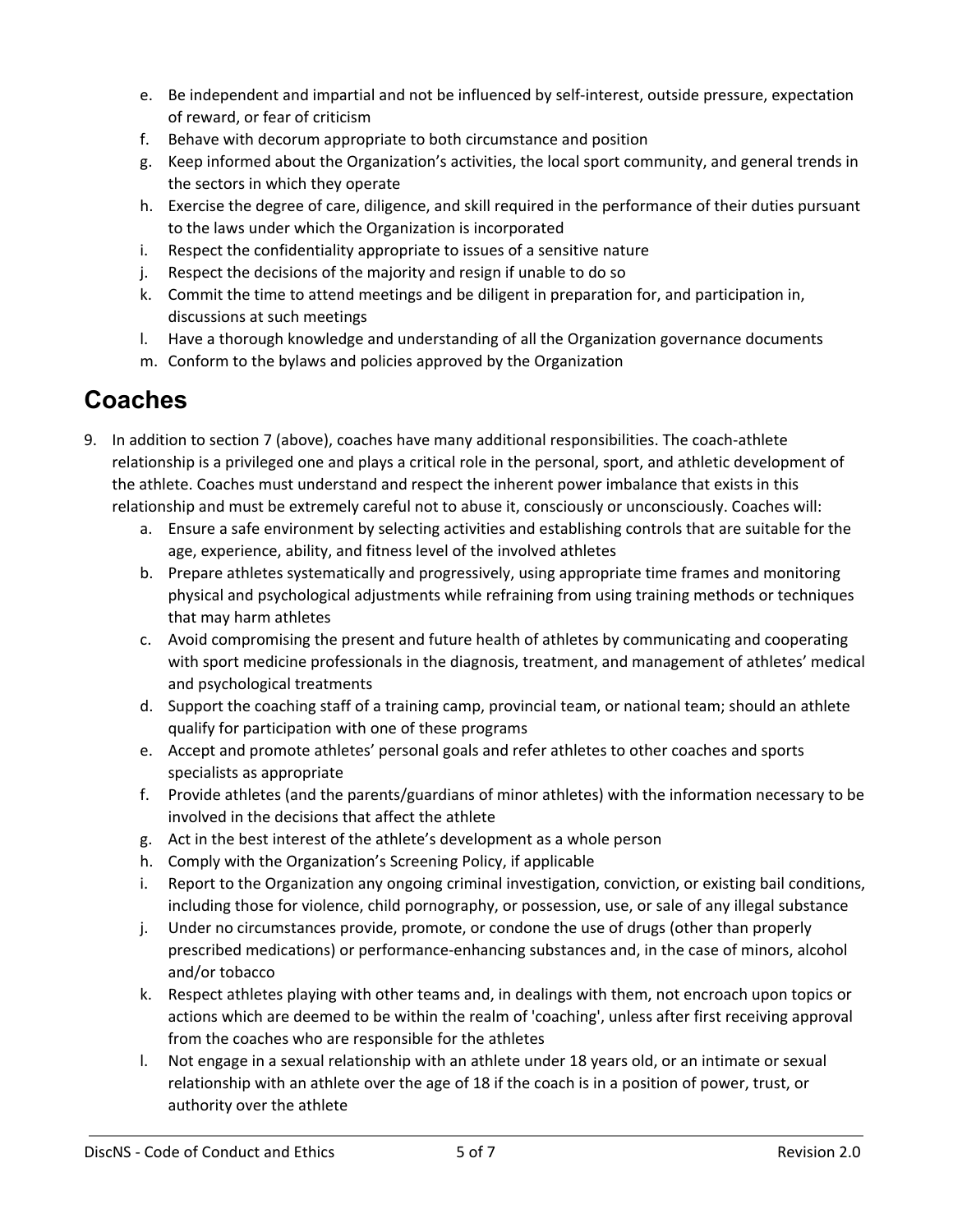e. Be independent and impartial and not be influenced by self-interest, outside pressure, expectation of reward, or fear of criticism
f. Behave with decorum appropriate to both circumstance and position
g. Keep informed about the Organization's activities, the local sport community, and general trends in the sectors in which they operate
h. Exercise the degree of care, diligence, and skill required in the performance of their duties pursuant to the laws under which the Organization is incorporated
i. Respect the confidentiality appropriate to issues of a sensitive nature
j. Respect the decisions of the majority and resign if unable to do so
k. Commit the time to attend meetings and be diligent in preparation for, and participation in, discussions at such meetings
l. Have a thorough knowledge and understanding of all the Organization governance documents
m. Conform to the bylaws and policies approved by the Organization

## Coaches

9. In addition to section 7 (above), coaches have many additional responsibilities. The coach-athlete relationship is a privileged one and plays a critical role in the personal, sport, and athletic development of the athlete. Coaches must understand and respect the inherent power imbalance that exists in this relationship and must be extremely careful not to abuse it, consciously or unconsciously. Coaches will:
    a. Ensure a safe environment by selecting activities and establishing controls that are suitable for the age, experience, ability, and fitness level of the involved athletes
    b. Prepare athletes systematically and progressively, using appropriate time frames and monitoring physical and psychological adjustments while refraining from using training methods or techniques that may harm athletes
    c. Avoid compromising the present and future health of athletes by communicating and cooperating with sport medicine professionals in the diagnosis, treatment, and management of athletes' medical and psychological treatments
    d. Support the coaching staff of a training camp, provincial team, or national team; should an athlete qualify for participation with one of these programs
    e. Accept and promote athletes' personal goals and refer athletes to other coaches and sports specialists as appropriate
    f. Provide athletes (and the parents/guardians of minor athletes) with the information necessary to be involved in the decisions that affect the athlete
    g. Act in the best interest of the athlete's development as a whole person
    h. Comply with the Organization's Screening Policy, if applicable
    i. Report to the Organization any ongoing criminal investigation, conviction, or existing bail conditions, including those for violence, child pornography, or possession, use, or sale of any illegal substance
    j. Under no circumstances provide, promote, or condone the use of drugs (other than properly prescribed medications) or performance-enhancing substances and, in the case of minors, alcohol and/or tobacco
    k. Respect athletes playing with other teams and, in dealings with them, not encroach upon topics or actions which are deemed to be within the realm of 'coaching', unless after first receiving approval from the coaches who are responsible for the athletes
    l. Not engage in a sexual relationship with an athlete under 18 years old, or an intimate or sexual relationship with an athlete over the age of 18 if the coach is in a position of power, trust, or authority over the athlete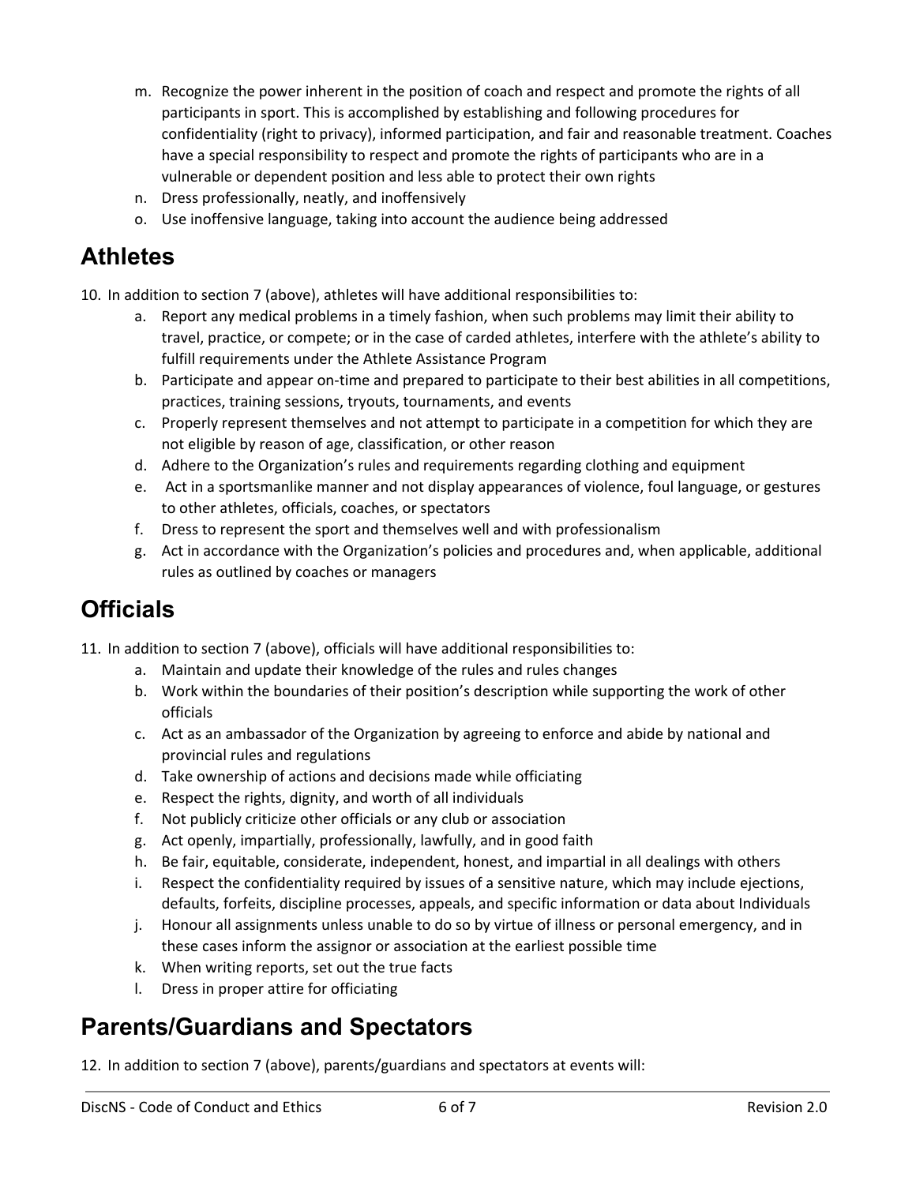m. Recognize the power inherent in the position of coach and respect and promote the rights of all participants in sport. This is accomplished by establishing and following procedures for confidentiality (right to privacy), informed participation, and fair and reasonable treatment. Coaches have a special responsibility to respect and promote the rights of participants who are in a vulnerable or dependent position and less able to protect their own rights
n. Dress professionally, neatly, and inoffensively
o. Use inoffensive language, taking into account the audience being addressed

## Athletes

10. In addition to section 7 (above), athletes will have additional responsibilities to:
    a. Report any medical problems in a timely fashion, when such problems may limit their ability to travel, practice, or compete; or in the case of carded athletes, interfere with the athlete's ability to fulfill requirements under the Athlete Assistance Program
    b. Participate and appear on-time and prepared to participate to their best abilities in all competitions, practices, training sessions, tryouts, tournaments, and events
    c. Properly represent themselves and not attempt to participate in a competition for which they are not eligible by reason of age, classification, or other reason
    d. Adhere to the Organization's rules and requirements regarding clothing and equipment
    e. Act in a sportsmanlike manner and not display appearances of violence, foul language, or gestures to other athletes, officials, coaches, or spectators
    f. Dress to represent the sport and themselves well and with professionalism
    g. Act in accordance with the Organization's policies and procedures and, when applicable, additional rules as outlined by coaches or managers

## Officials

11. In addition to section 7 (above), officials will have additional responsibilities to:
    a. Maintain and update their knowledge of the rules and rules changes
    b. Work within the boundaries of their position's description while supporting the work of other officials
    c. Act as an ambassador of the Organization by agreeing to enforce and abide by national and provincial rules and regulations
    d. Take ownership of actions and decisions made while officiating
    e. Respect the rights, dignity, and worth of all individuals
    f. Not publicly criticize other officials or any club or association
    g. Act openly, impartially, professionally, lawfully, and in good faith
    h. Be fair, equitable, considerate, independent, honest, and impartial in all dealings with others
    i. Respect the confidentiality required by issues of a sensitive nature, which may include ejections, defaults, forfeits, discipline processes, appeals, and specific information or data about Individuals
    j. Honour all assignments unless unable to do so by virtue of illness or personal emergency, and in these cases inform the assignor or association at the earliest possible time
    k. When writing reports, set out the true facts
    l. Dress in proper attire for officiating

## Parents/Guardians and Spectators

12. In addition to section 7 (above), parents/guardians and spectators at events will: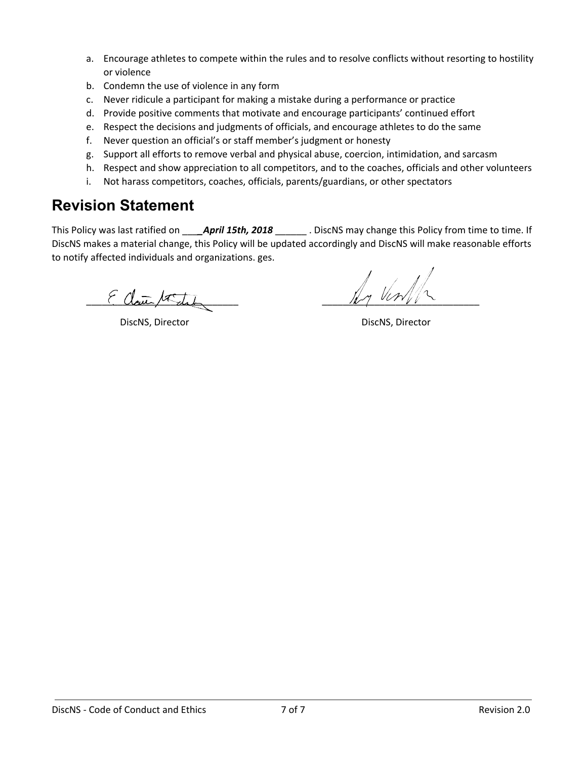a. Encourage athletes to compete within the rules and to resolve conflicts without resorting to hostility or violence
b. Condemn the use of violence in any form
c. Never ridicule a participant for making a mistake during a performance or practice
d. Provide positive comments that motivate and encourage participants' continued effort
e. Respect the decisions and judgments of officials, and encourage athletes to do the same
f. Never question an official's or staff member's judgment or honesty
g. Support all efforts to remove verbal and physical abuse, coercion, intimidation, and sarcasm
h. Respect and show appreciation to all competitors, and to the coaches, officials and other volunteers
i. Not harass competitors, coaches, officials, parents/guardians, or other spectators

## Revision Statement

This Policy was last ratified on ____***April 15th, 2018*** ______ . DiscNS may change this Policy from time to time. If DiscNS makes a material change, this Policy will be updated accordingly and DiscNS will make reasonable efforts to notify affected individuals and organizations. ges.

______________________________ DiscNS, Director

______________________________ DiscNS, Director